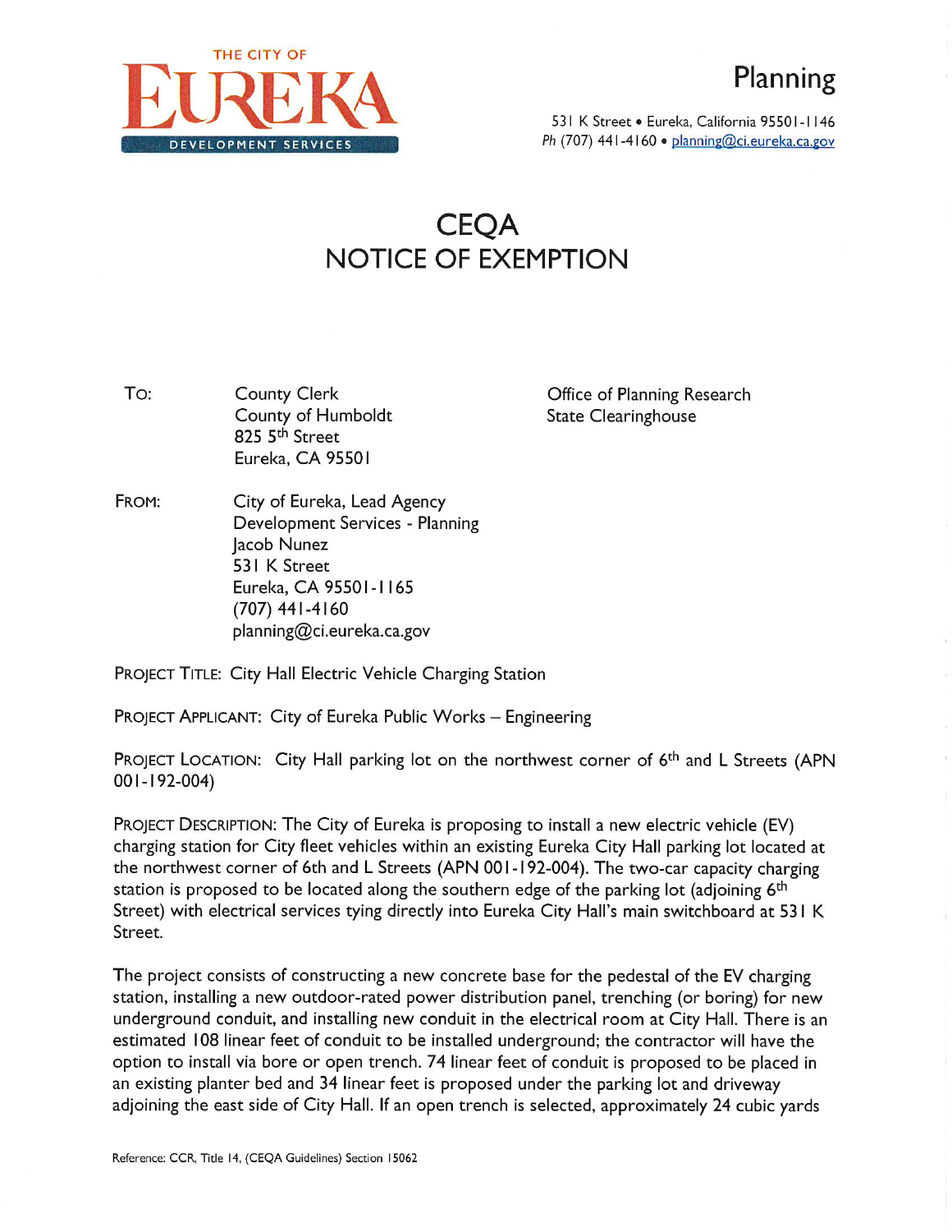THE CITY OF
# EUREKA
DEVELOPMENT SERVICES

## Planning

531 K Street • Eureka, California 95501-1146
Ph (707) 441-4160 • planning@ci.eureka.ca.gov

# CEQA NOTICE OF EXEMPTION

TO: County Clerk
County of Humboldt
825 5th Street
Eureka, CA 95501

Office of Planning Research
State Clearinghouse

FROM: City of Eureka, Lead Agency
Development Services - Planning
Jacob Nunez
531 K Street
Eureka, CA 95501-1165
(707) 441-4160
planning@ci.eureka.ca.gov

PROJECT TITLE: City Hall Electric Vehicle Charging Station

PROJECT APPLICANT: City of Eureka Public Works – Engineering

PROJECT LOCATION: City Hall parking lot on the northwest corner of 6th and L Streets (APN 001-192-004)

PROJECT DESCRIPTION: The City of Eureka is proposing to install a new electric vehicle (EV) charging station for City fleet vehicles within an existing Eureka City Hall parking lot located at the northwest corner of 6th and L Streets (APN 001-192-004). The two-car capacity charging station is proposed to be located along the southern edge of the parking lot (adjoining 6th Street) with electrical services tying directly into Eureka City Hall's main switchboard at 531 K Street.

The project consists of constructing a new concrete base for the pedestal of the EV charging station, installing a new outdoor-rated power distribution panel, trenching (or boring) for new underground conduit, and installing new conduit in the electrical room at City Hall. There is an estimated 108 linear feet of conduit to be installed underground; the contractor will have the option to install via bore or open trench. 74 linear feet of conduit is proposed to be placed in an existing planter bed and 34 linear feet is proposed under the parking lot and driveway adjoining the east side of City Hall. If an open trench is selected, approximately 24 cubic yards

Reference: CCR, Title 14, (CEQA Guidelines) Section 15062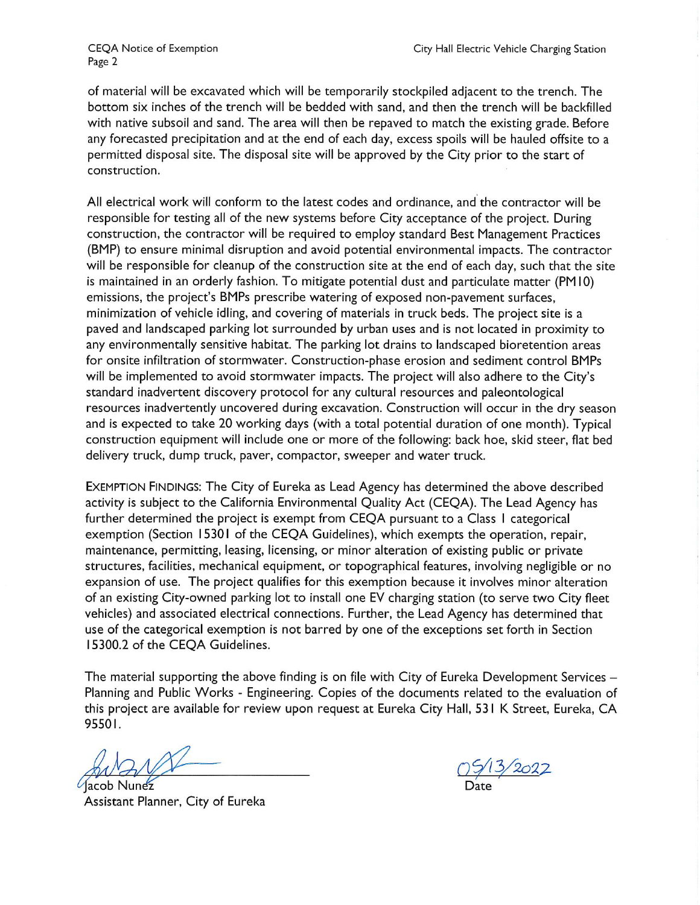of material will be excavated which will be temporarily stockpiled adjacent to the trench. The bottom six inches of the trench will be bedded with sand, and then the trench will be backfilled with native subsoil and sand. The area will then be repaved to match the existing grade. Before any forecasted precipitation and at the end of each day, excess spoils will be hauled offsite to a permitted disposal site. The disposal site will be approved by the City prior to the start of construction.

All electrical work will conform to the latest codes and ordinance, and the contractor will be responsible for testing all of the new systems before City acceptance of the project. During construction, the contractor will be required to employ standard Best Management Practices (BMP) to ensure minimal disruption and avoid potential environmental impacts. The contractor will be responsible for cleanup of the construction site at the end of each day, such that the site is maintained in an orderly fashion. To mitigate potential dust and particulate matter (PM10) emissions, the project's BMPs prescribe watering of exposed non-pavement surfaces, minimization of vehicle idling, and covering of materials in truck beds. The project site is a paved and landscaped parking lot surrounded by urban uses and is not located in proximity to any environmentally sensitive habitat. The parking lot drains to landscaped bioretention areas for onsite infiltration of stormwater. Construction-phase erosion and sediment control BMPs will be implemented to avoid stormwater impacts. The project will also adhere to the City's standard inadvertent discovery protocol for any cultural resources and paleontological resources inadvertently uncovered during excavation. Construction will occur in the dry season and is expected to take 20 working days (with a total potential duration of one month). Typical construction equipment will include one or more of the following: back hoe, skid steer, flat bed delivery truck, dump truck, paver, compactor, sweeper and water truck.

EXEMPTION FINDINGS: The City of Eureka as Lead Agency has determined the above described activity is subject to the California Environmental Quality Act (CEQA). The Lead Agency has further determined the project is exempt from CEQA pursuant to a Class 1 categorical exemption (Section 15301 of the CEQA Guidelines), which exempts the operation, repair, maintenance, permitting, leasing, licensing, or minor alteration of existing public or private structures, facilities, mechanical equipment, or topographical features, involving negligible or no expansion of use. The project qualifies for this exemption because it involves minor alteration of an existing City-owned parking lot to install one EV charging station (to serve two City fleet vehicles) and associated electrical connections. Further, the Lead Agency has determined that use of the categorical exemption is not barred by one of the exceptions set forth in Section 15300.2 of the CEQA Guidelines.

The material supporting the above finding is on file with City of Eureka Development Services – Planning and Public Works - Engineering. Copies of the documents related to the evaluation of this project are available for review upon request at Eureka City Hall, 531 K Street, Eureka, CA 95501.

Jacob Nunez
Assistant Planner, City of Eureka

05/13/2022
Date